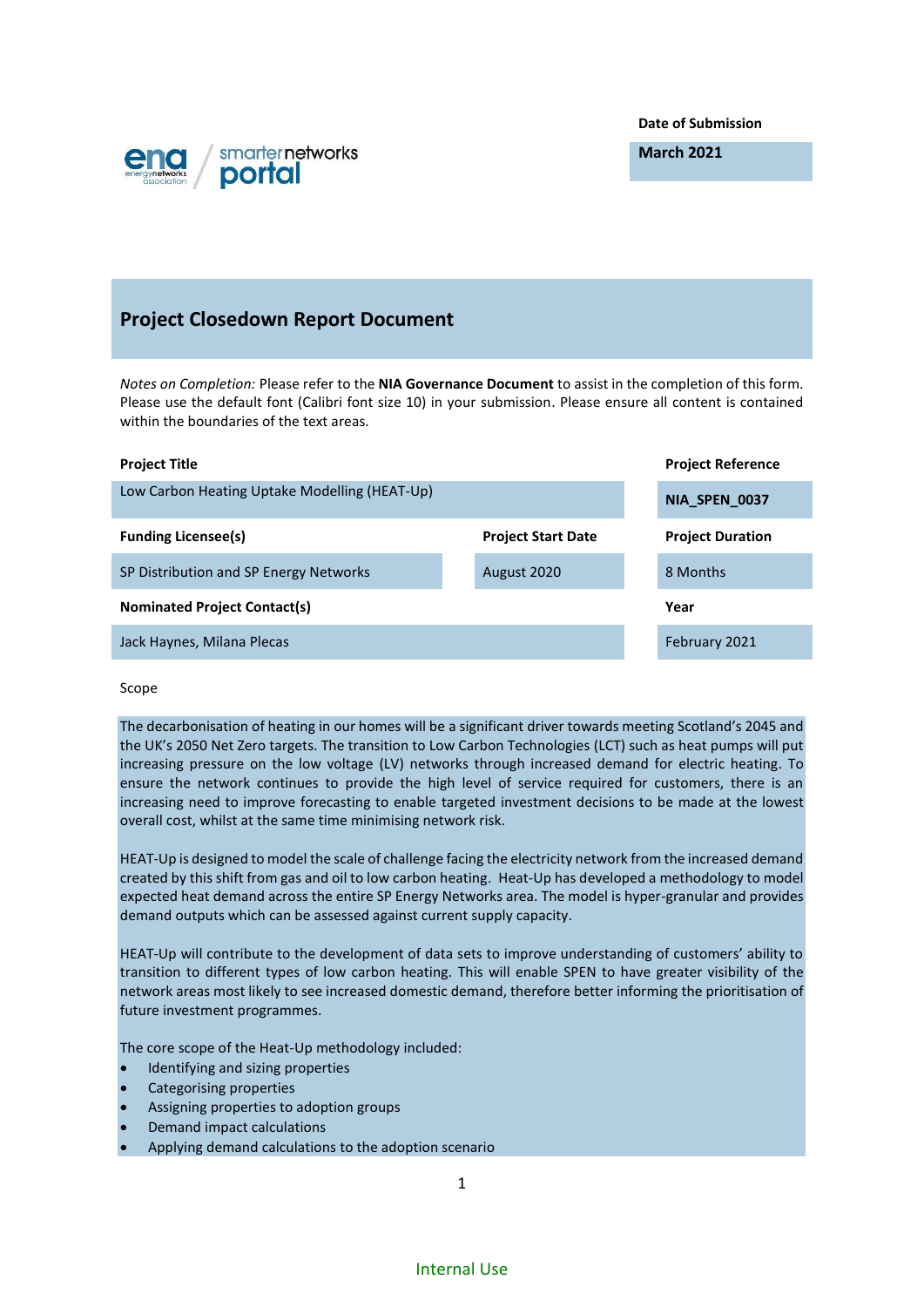**Date of Submission**

**March 2021**

# Project Closedown Report Document

*Notes on Completion:* Please refer to the **NIA Governance Document** to assist in the completion of this form. Please use the default font (Calibri font size 10) in your submission. Please ensure all content is contained within the boundaries of the text areas.

| **Project Title** | | **Project Reference** |
|---|---|---|
| Low Carbon Heating Uptake Modelling (HEAT-Up) | | **NIA_SPEN_0037** |
| **Funding Licensee(s)** | **Project Start Date** | **Project Duration** |
| SP Distribution and SP Energy Networks | August 2020 | 8 Months |
| **Nominated Project Contact(s)** | | **Year** |
| Jack Haynes, Milana Plecas | | February 2021 |

Scope

The decarbonisation of heating in our homes will be a significant driver towards meeting Scotland's 2045 and the UK's 2050 Net Zero targets. The transition to Low Carbon Technologies (LCT) such as heat pumps will put increasing pressure on the low voltage (LV) networks through increased demand for electric heating. To ensure the network continues to provide the high level of service required for customers, there is an increasing need to improve forecasting to enable targeted investment decisions to be made at the lowest overall cost, whilst at the same time minimising network risk.

HEAT-Up is designed to model the scale of challenge facing the electricity network from the increased demand created by this shift from gas and oil to low carbon heating. Heat-Up has developed a methodology to model expected heat demand across the entire SP Energy Networks area. The model is hyper-granular and provides demand outputs which can be assessed against current supply capacity.

HEAT-Up will contribute to the development of data sets to improve understanding of customers' ability to transition to different types of low carbon heating. This will enable SPEN to have greater visibility of the network areas most likely to see increased domestic demand, therefore better informing the prioritisation of future investment programmes.

The core scope of the Heat-Up methodology included:

- Identifying and sizing properties
- Categorising properties
- Assigning properties to adoption groups
- Demand impact calculations
- Applying demand calculations to the adoption scenario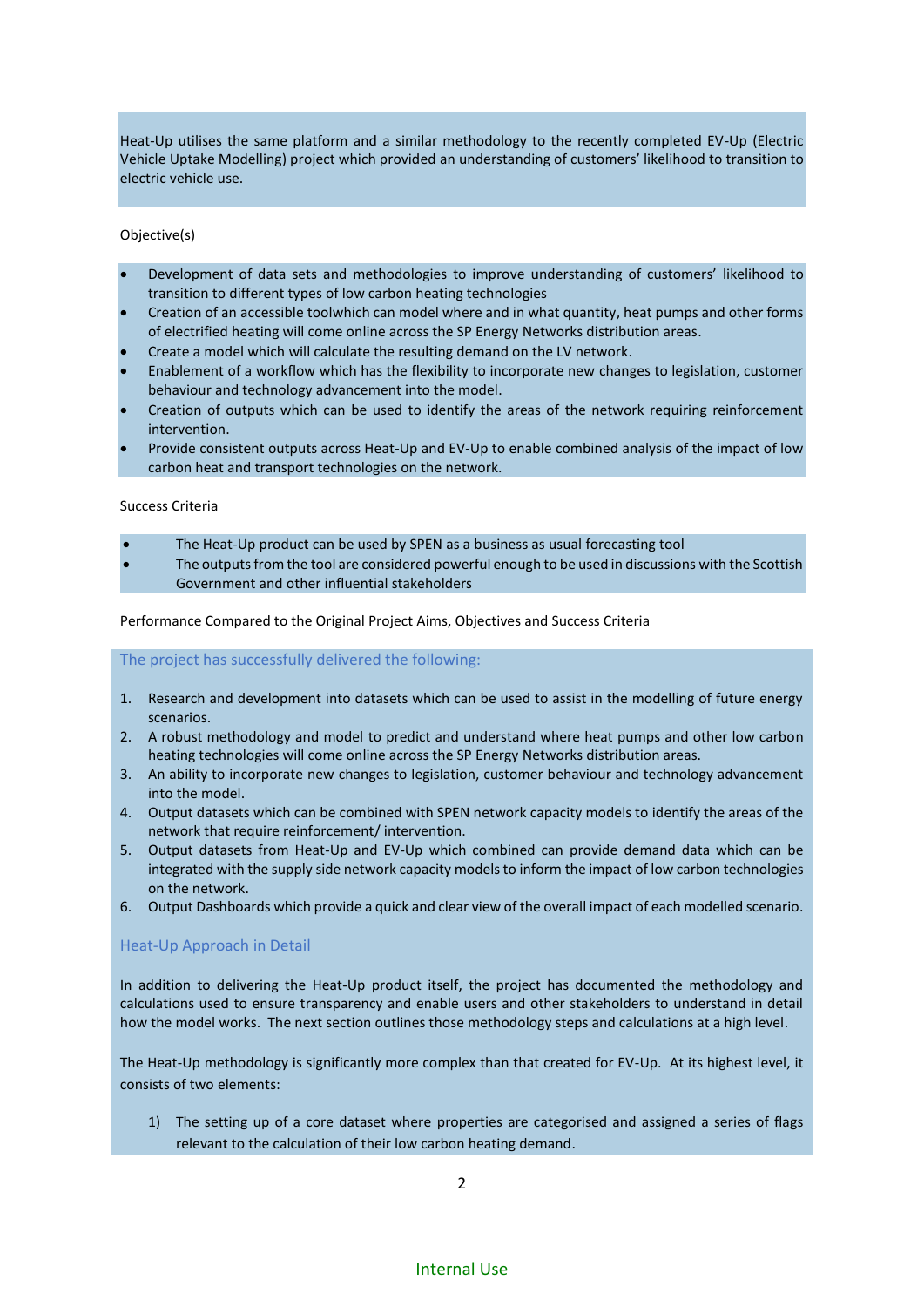Heat-Up utilises the same platform and a similar methodology to the recently completed EV-Up (Electric Vehicle Uptake Modelling) project which provided an understanding of customers' likelihood to transition to electric vehicle use.

Objective(s)

- Development of data sets and methodologies to improve understanding of customers' likelihood to transition to different types of low carbon heating technologies
- Creation of an accessible toolwhich can model where and in what quantity, heat pumps and other forms of electrified heating will come online across the SP Energy Networks distribution areas.
- Create a model which will calculate the resulting demand on the LV network.
- Enablement of a workflow which has the flexibility to incorporate new changes to legislation, customer behaviour and technology advancement into the model.
- Creation of outputs which can be used to identify the areas of the network requiring reinforcement intervention.
- Provide consistent outputs across Heat-Up and EV-Up to enable combined analysis of the impact of low carbon heat and transport technologies on the network.

Success Criteria

- The Heat-Up product can be used by SPEN as a business as usual forecasting tool
- The outputs from the tool are considered powerful enough to be used in discussions with the Scottish Government and other influential stakeholders

Performance Compared to the Original Project Aims, Objectives and Success Criteria

### The project has successfully delivered the following:

1. Research and development into datasets which can be used to assist in the modelling of future energy scenarios.
2. A robust methodology and model to predict and understand where heat pumps and other low carbon heating technologies will come online across the SP Energy Networks distribution areas.
3. An ability to incorporate new changes to legislation, customer behaviour and technology advancement into the model.
4. Output datasets which can be combined with SPEN network capacity models to identify the areas of the network that require reinforcement/ intervention.
5. Output datasets from Heat-Up and EV-Up which combined can provide demand data which can be integrated with the supply side network capacity models to inform the impact of low carbon technologies on the network.
6. Output Dashboards which provide a quick and clear view of the overall impact of each modelled scenario.

### Heat-Up Approach in Detail

In addition to delivering the Heat-Up product itself, the project has documented the methodology and calculations used to ensure transparency and enable users and other stakeholders to understand in detail how the model works. The next section outlines those methodology steps and calculations at a high level.

The Heat-Up methodology is significantly more complex than that created for EV-Up. At its highest level, it consists of two elements:

1) The setting up of a core dataset where properties are categorised and assigned a series of flags relevant to the calculation of their low carbon heating demand.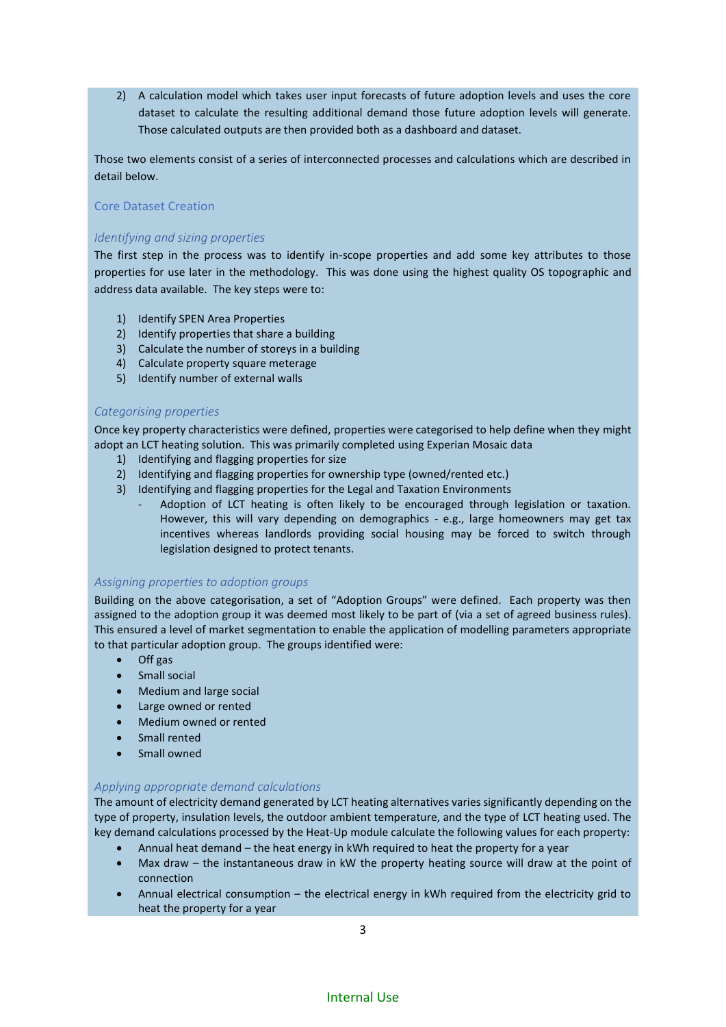2) A calculation model which takes user input forecasts of future adoption levels and uses the core dataset to calculate the resulting additional demand those future adoption levels will generate. Those calculated outputs are then provided both as a dashboard and dataset.

Those two elements consist of a series of interconnected processes and calculations which are described in detail below.

## Core Dataset Creation

### *Identifying and sizing properties*

The first step in the process was to identify in-scope properties and add some key attributes to those properties for use later in the methodology. This was done using the highest quality OS topographic and address data available. The key steps were to:

1) Identify SPEN Area Properties
2) Identify properties that share a building
3) Calculate the number of storeys in a building
4) Calculate property square meterage
5) Identify number of external walls

### *Categorising properties*

Once key property characteristics were defined, properties were categorised to help define when they might adopt an LCT heating solution. This was primarily completed using Experian Mosaic data

1) Identifying and flagging properties for size
2) Identifying and flagging properties for ownership type (owned/rented etc.)
3) Identifying and flagging properties for the Legal and Taxation Environments
    - Adoption of LCT heating is often likely to be encouraged through legislation or taxation. However, this will vary depending on demographics - e.g., large homeowners may get tax incentives whereas landlords providing social housing may be forced to switch through legislation designed to protect tenants.

### *Assigning properties to adoption groups*

Building on the above categorisation, a set of "Adoption Groups" were defined. Each property was then assigned to the adoption group it was deemed most likely to be part of (via a set of agreed business rules). This ensured a level of market segmentation to enable the application of modelling parameters appropriate to that particular adoption group. The groups identified were:

- Off gas
- Small social
- Medium and large social
- Large owned or rented
- Medium owned or rented
- Small rented
- Small owned

### *Applying appropriate demand calculations*

The amount of electricity demand generated by LCT heating alternatives varies significantly depending on the type of property, insulation levels, the outdoor ambient temperature, and the type of LCT heating used. The key demand calculations processed by the Heat-Up module calculate the following values for each property:

- Annual heat demand – the heat energy in kWh required to heat the property for a year
- Max draw – the instantaneous draw in kW the property heating source will draw at the point of connection
- Annual electrical consumption – the electrical energy in kWh required from the electricity grid to heat the property for a year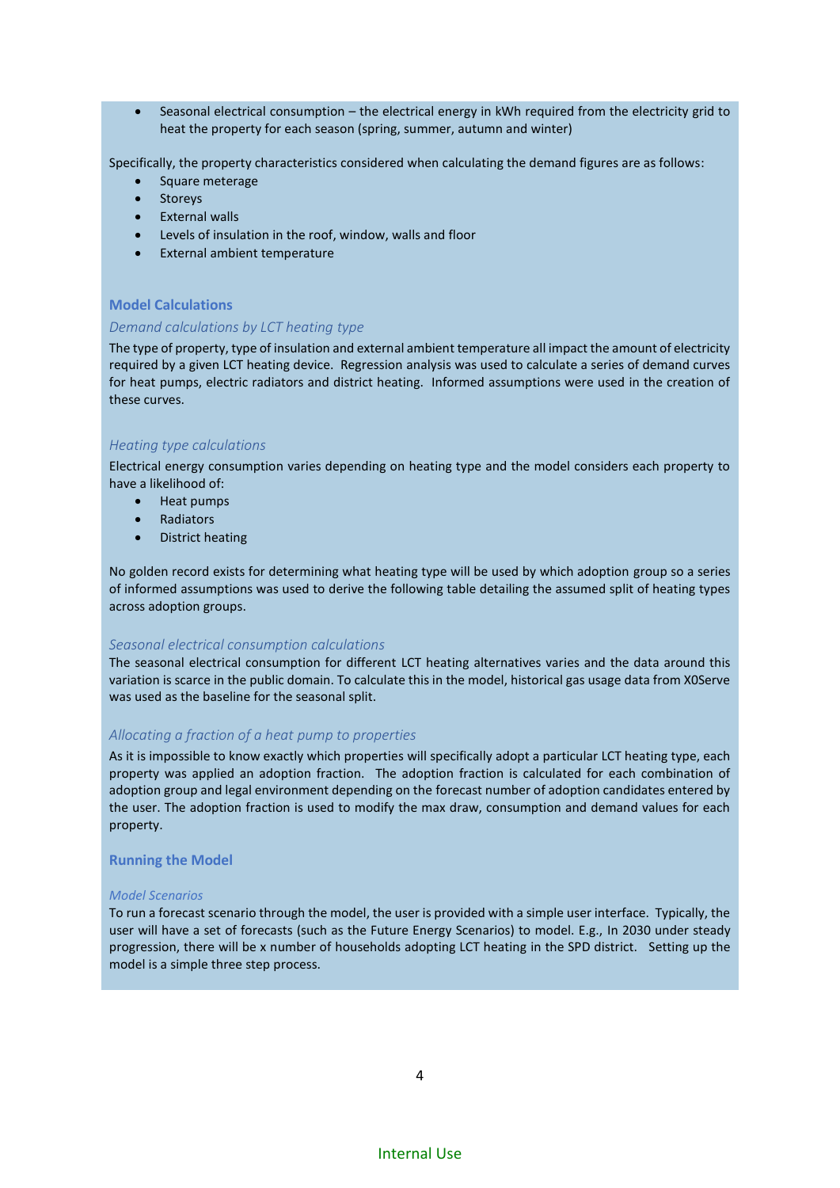- Seasonal electrical consumption – the electrical energy in kWh required from the electricity grid to heat the property for each season (spring, summer, autumn and winter)

Specifically, the property characteristics considered when calculating the demand figures are as follows:

- Square meterage
- Storeys
- External walls
- Levels of insulation in the roof, window, walls and floor
- External ambient temperature

## Model Calculations

### *Demand calculations by LCT heating type*

The type of property, type of insulation and external ambient temperature all impact the amount of electricity required by a given LCT heating device. Regression analysis was used to calculate a series of demand curves for heat pumps, electric radiators and district heating. Informed assumptions were used in the creation of these curves.

### *Heating type calculations*

Electrical energy consumption varies depending on heating type and the model considers each property to have a likelihood of:

- Heat pumps
- Radiators
- District heating

No golden record exists for determining what heating type will be used by which adoption group so a series of informed assumptions was used to derive the following table detailing the assumed split of heating types across adoption groups.

### *Seasonal electrical consumption calculations*

The seasonal electrical consumption for different LCT heating alternatives varies and the data around this variation is scarce in the public domain. To calculate this in the model, historical gas usage data from X0Serve was used as the baseline for the seasonal split.

### *Allocating a fraction of a heat pump to properties*

As it is impossible to know exactly which properties will specifically adopt a particular LCT heating type, each property was applied an adoption fraction. The adoption fraction is calculated for each combination of adoption group and legal environment depending on the forecast number of adoption candidates entered by the user. The adoption fraction is used to modify the max draw, consumption and demand values for each property.

## Running the Model

### *Model Scenarios*

To run a forecast scenario through the model, the user is provided with a simple user interface. Typically, the user will have a set of forecasts (such as the Future Energy Scenarios) to model. E.g., In 2030 under steady progression, there will be x number of households adopting LCT heating in the SPD district. Setting up the model is a simple three step process.

Internal Use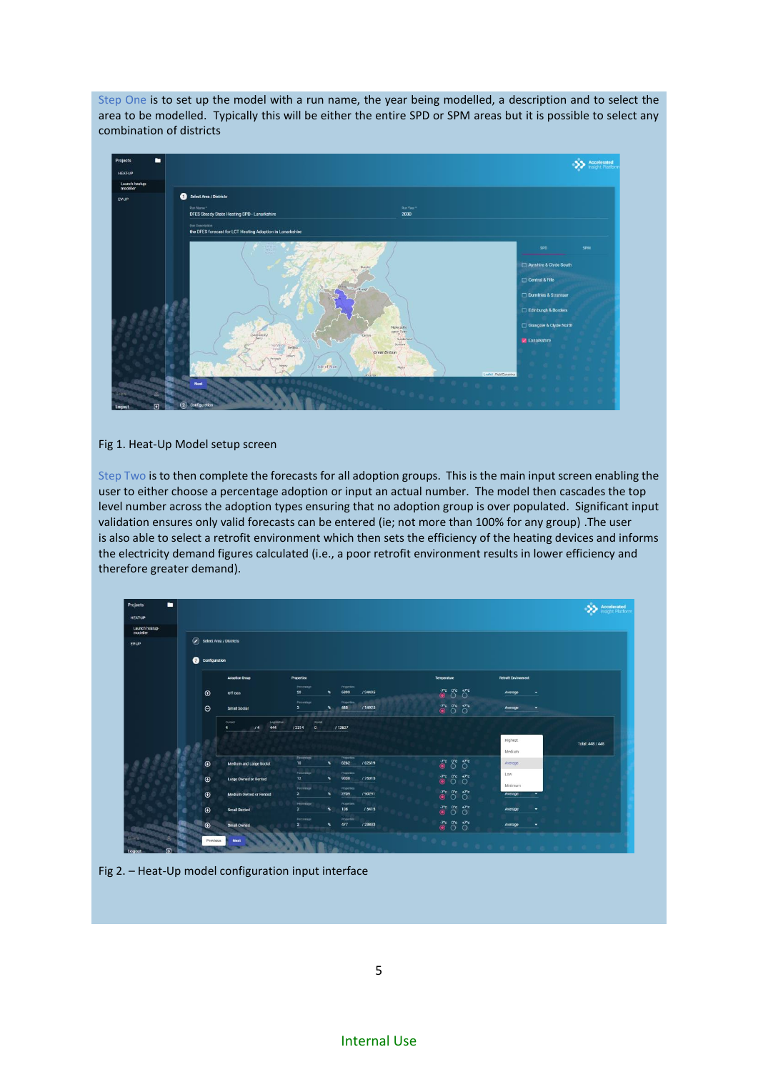Step One is to set up the model with a run name, the year being modelled, a description and to select the area to be modelled. Typically this will be either the entire SPD or SPM areas but it is possible to select any combination of districts

Fig 1. Heat-Up Model setup screen

Step Two is to then complete the forecasts for all adoption groups. This is the main input screen enabling the user to either choose a percentage adoption or input an actual number. The model then cascades the top level number across the adoption types ensuring that no adoption group is over populated. Significant input validation ensures only valid forecasts can be entered (ie; not more than 100% for any group) .The user is also able to select a retrofit environment which then sets the efficiency of the heating devices and informs the electricity demand figures calculated (i.e., a poor retrofit environment results in lower efficiency and therefore greater demand).

Fig 2. – Heat-Up model configuration input interface

Internal Use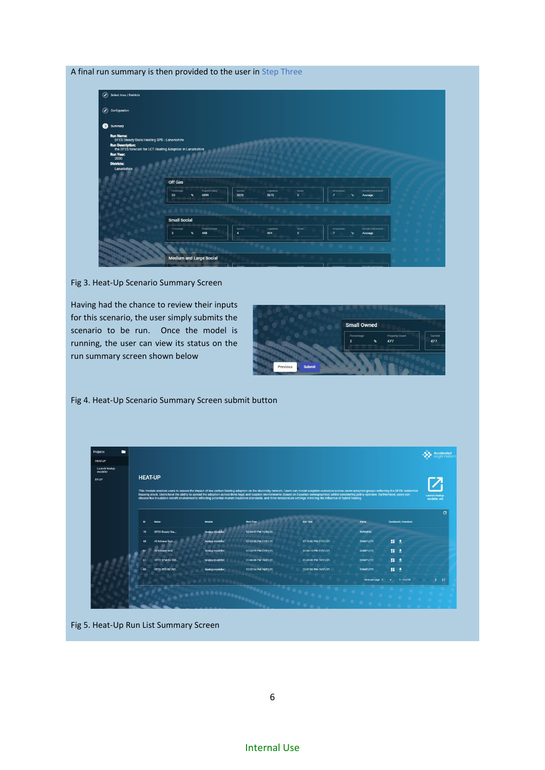A final run summary is then provided to the user in Step Three

Fig 3. Heat-Up Scenario Summary Screen

Having had the chance to review their inputs for this scenario, the user simply submits the scenario to be run. Once the model is running, the user can view its status on the run summary screen shown below

Fig 4. Heat-Up Scenario Summary Screen submit button

Fig 5. Heat-Up Run List Summary Screen

Internal Use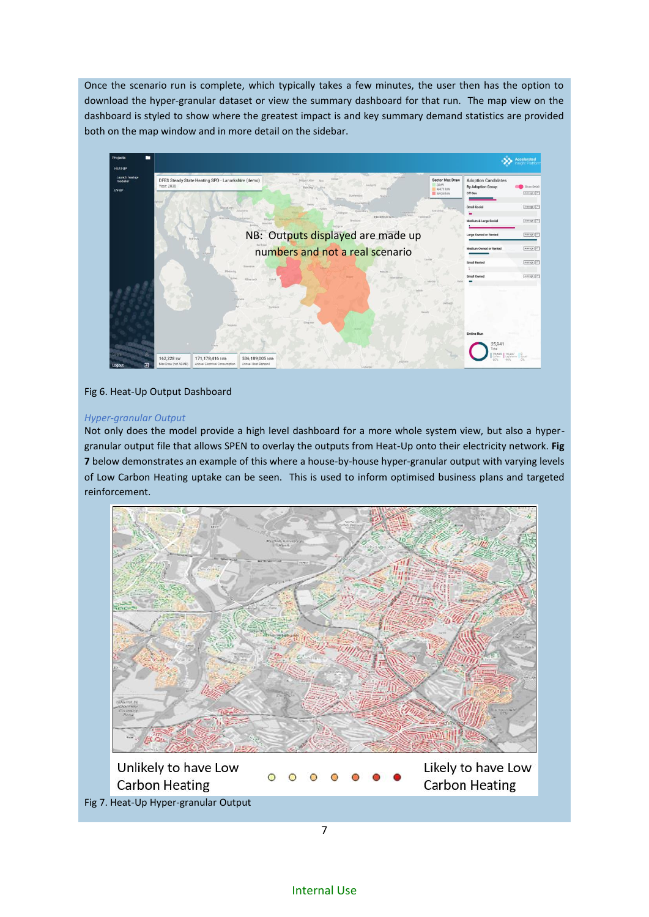Once the scenario run is complete, which typically takes a few minutes, the user then has the option to download the hyper-granular dataset or view the summary dashboard for that run. The map view on the dashboard is styled to show where the greatest impact is and key summary demand statistics are provided both on the map window and in more detail on the sidebar.

NB: Outputs displayed are made up numbers and not a real scenario

Fig 6. Heat-Up Output Dashboard

*Hyper-granular Output*

Not only does the model provide a high level dashboard for a more whole system view, but also a hyper-granular output file that allows SPEN to overlay the outputs from Heat-Up onto their electricity network. **Fig 7** below demonstrates an example of this where a house-by-house hyper-granular output with varying levels of Low Carbon Heating uptake can be seen. This is used to inform optimised business plans and targeted reinforcement.

Unlikely to have Low Carbon Heating

Likely to have Low Carbon Heating

Fig 7. Heat-Up Hyper-granular Output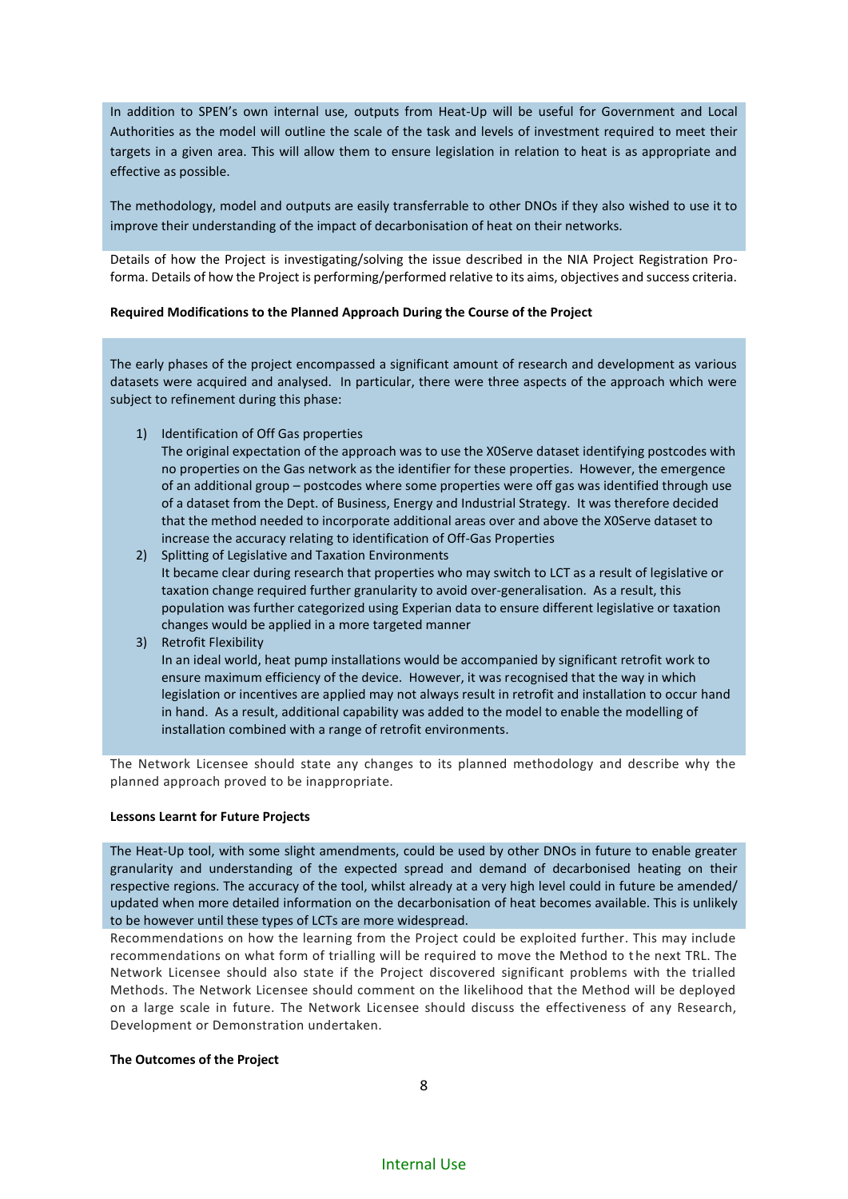In addition to SPEN's own internal use, outputs from Heat-Up will be useful for Government and Local Authorities as the model will outline the scale of the task and levels of investment required to meet their targets in a given area. This will allow them to ensure legislation in relation to heat is as appropriate and effective as possible.

The methodology, model and outputs are easily transferrable to other DNOs if they also wished to use it to improve their understanding of the impact of decarbonisation of heat on their networks.

Details of how the Project is investigating/solving the issue described in the NIA Project Registration Pro-forma. Details of how the Project is performing/performed relative to its aims, objectives and success criteria.

**Required Modifications to the Planned Approach During the Course of the Project**

The early phases of the project encompassed a significant amount of research and development as various datasets were acquired and analysed. In particular, there were three aspects of the approach which were subject to refinement during this phase:

1) Identification of Off Gas properties
   The original expectation of the approach was to use the X0Serve dataset identifying postcodes with no properties on the Gas network as the identifier for these properties. However, the emergence of an additional group – postcodes where some properties were off gas was identified through use of a dataset from the Dept. of Business, Energy and Industrial Strategy. It was therefore decided that the method needed to incorporate additional areas over and above the X0Serve dataset to increase the accuracy relating to identification of Off-Gas Properties
2) Splitting of Legislative and Taxation Environments
   It became clear during research that properties who may switch to LCT as a result of legislative or taxation change required further granularity to avoid over-generalisation. As a result, this population was further categorized using Experian data to ensure different legislative or taxation changes would be applied in a more targeted manner
3) Retrofit Flexibility
   In an ideal world, heat pump installations would be accompanied by significant retrofit work to ensure maximum efficiency of the device. However, it was recognised that the way in which legislation or incentives are applied may not always result in retrofit and installation to occur hand in hand. As a result, additional capability was added to the model to enable the modelling of installation combined with a range of retrofit environments.

The Network Licensee should state any changes to its planned methodology and describe why the planned approach proved to be inappropriate.

**Lessons Learnt for Future Projects**

The Heat-Up tool, with some slight amendments, could be used by other DNOs in future to enable greater granularity and understanding of the expected spread and demand of decarbonised heating on their respective regions. The accuracy of the tool, whilst already at a very high level could in future be amended/ updated when more detailed information on the decarbonisation of heat becomes available. This is unlikely to be however until these types of LCTs are more widespread.

Recommendations on how the learning from the Project could be exploited further. This may include recommendations on what form of trialling will be required to move the Method to the next TRL. The Network Licensee should also state if the Project discovered significant problems with the trialled Methods. The Network Licensee should comment on the likelihood that the Method will be deployed on a large scale in future. The Network Licensee should discuss the effectiveness of any Research, Development or Demonstration undertaken.

**The Outcomes of the Project**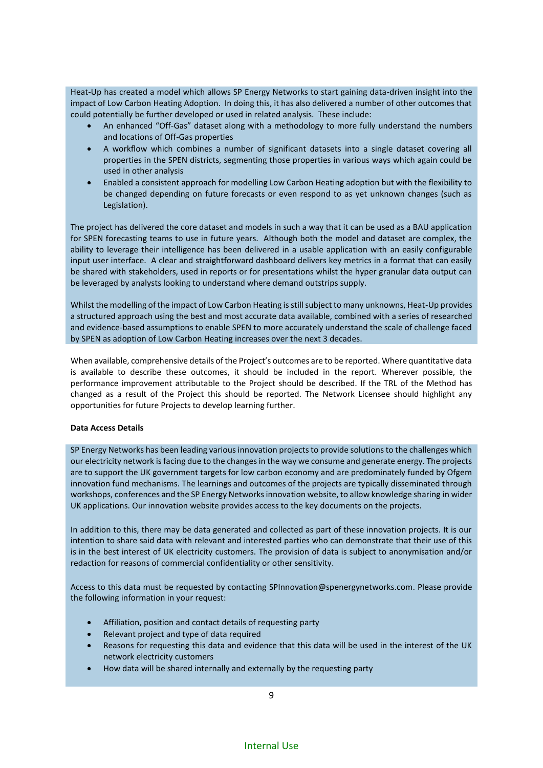Heat-Up has created a model which allows SP Energy Networks to start gaining data-driven insight into the impact of Low Carbon Heating Adoption. In doing this, it has also delivered a number of other outcomes that could potentially be further developed or used in related analysis. These include:

- An enhanced "Off-Gas" dataset along with a methodology to more fully understand the numbers and locations of Off-Gas properties
- A workflow which combines a number of significant datasets into a single dataset covering all properties in the SPEN districts, segmenting those properties in various ways which again could be used in other analysis
- Enabled a consistent approach for modelling Low Carbon Heating adoption but with the flexibility to be changed depending on future forecasts or even respond to as yet unknown changes (such as Legislation).

The project has delivered the core dataset and models in such a way that it can be used as a BAU application for SPEN forecasting teams to use in future years. Although both the model and dataset are complex, the ability to leverage their intelligence has been delivered in a usable application with an easily configurable input user interface. A clear and straightforward dashboard delivers key metrics in a format that can easily be shared with stakeholders, used in reports or for presentations whilst the hyper granular data output can be leveraged by analysts looking to understand where demand outstrips supply.

Whilst the modelling of the impact of Low Carbon Heating is still subject to many unknowns, Heat-Up provides a structured approach using the best and most accurate data available, combined with a series of researched and evidence-based assumptions to enable SPEN to more accurately understand the scale of challenge faced by SPEN as adoption of Low Carbon Heating increases over the next 3 decades.

When available, comprehensive details of the Project's outcomes are to be reported. Where quantitative data is available to describe these outcomes, it should be included in the report. Wherever possible, the performance improvement attributable to the Project should be described. If the TRL of the Method has changed as a result of the Project this should be reported. The Network Licensee should highlight any opportunities for future Projects to develop learning further.

**Data Access Details**

SP Energy Networks has been leading various innovation projects to provide solutions to the challenges which our electricity network is facing due to the changes in the way we consume and generate energy. The projects are to support the UK government targets for low carbon economy and are predominately funded by Ofgem innovation fund mechanisms. The learnings and outcomes of the projects are typically disseminated through workshops, conferences and the SP Energy Networks innovation website, to allow knowledge sharing in wider UK applications. Our innovation website provides access to the key documents on the projects.

In addition to this, there may be data generated and collected as part of these innovation projects. It is our intention to share said data with relevant and interested parties who can demonstrate that their use of this is in the best interest of UK electricity customers. The provision of data is subject to anonymisation and/or redaction for reasons of commercial confidentiality or other sensitivity.

Access to this data must be requested by contacting SPInnovation@spenergynetworks.com. Please provide the following information in your request:

- Affiliation, position and contact details of requesting party
- Relevant project and type of data required
- Reasons for requesting this data and evidence that this data will be used in the interest of the UK network electricity customers
- How data will be shared internally and externally by the requesting party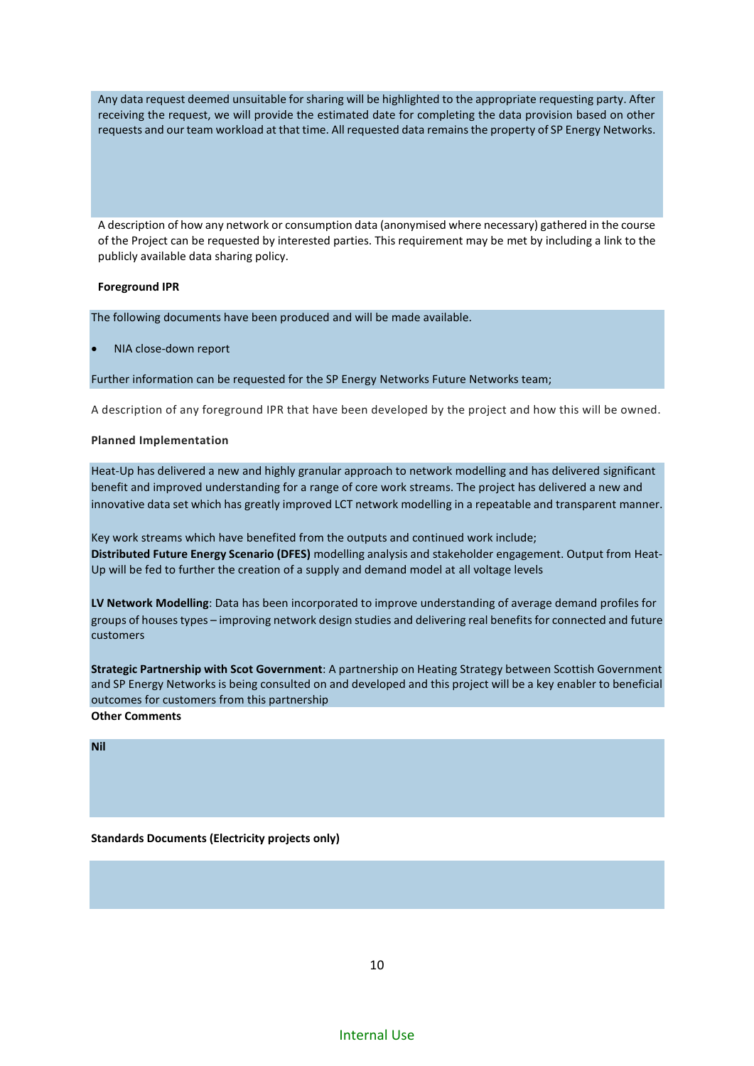Any data request deemed unsuitable for sharing will be highlighted to the appropriate requesting party. After receiving the request, we will provide the estimated date for completing the data provision based on other requests and our team workload at that time. All requested data remains the property of SP Energy Networks.

A description of how any network or consumption data (anonymised where necessary) gathered in the course of the Project can be requested by interested parties. This requirement may be met by including a link to the publicly available data sharing policy.

**Foreground IPR**

The following documents have been produced and will be made available.

- NIA close-down report

Further information can be requested for the SP Energy Networks Future Networks team;

A description of any foreground IPR that have been developed by the project and how this will be owned.

**Planned Implementation**

Heat-Up has delivered a new and highly granular approach to network modelling and has delivered significant benefit and improved understanding for a range of core work streams. The project has delivered a new and innovative data set which has greatly improved LCT network modelling in a repeatable and transparent manner.

Key work streams which have benefited from the outputs and continued work include;
**Distributed Future Energy Scenario (DFES)** modelling analysis and stakeholder engagement. Output from Heat-Up will be fed to further the creation of a supply and demand model at all voltage levels

**LV Network Modelling**: Data has been incorporated to improve understanding of average demand profiles for groups of houses types – improving network design studies and delivering real benefits for connected and future customers

**Strategic Partnership with Scot Government**: A partnership on Heating Strategy between Scottish Government and SP Energy Networks is being consulted on and developed and this project will be a key enabler to beneficial outcomes for customers from this partnership

**Other Comments**

**Nil**

**Standards Documents (Electricity projects only)**

Internal Use